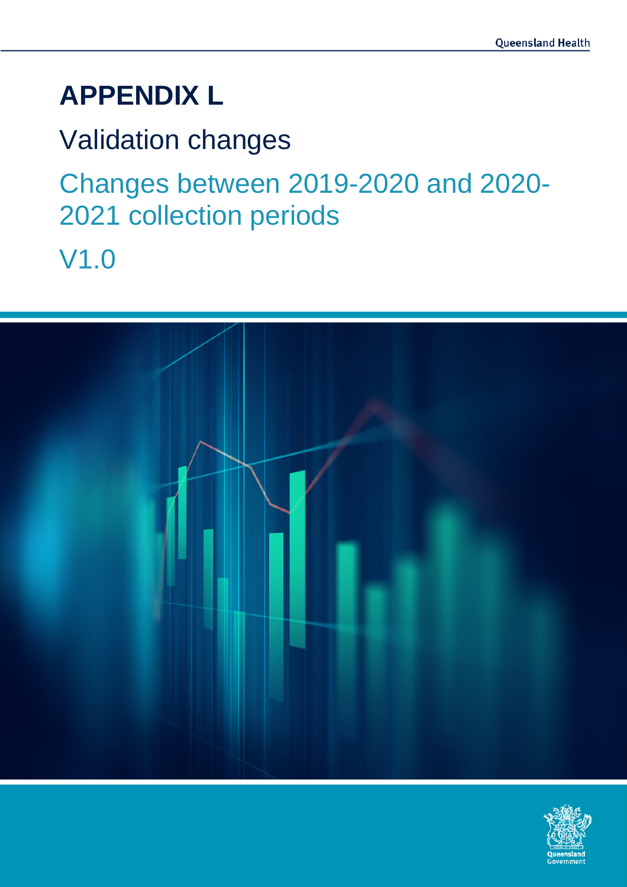# APPENDIX L

## Validation changes

### Changes between 2019-2020 and 2020-2021 collection periods

### V1.0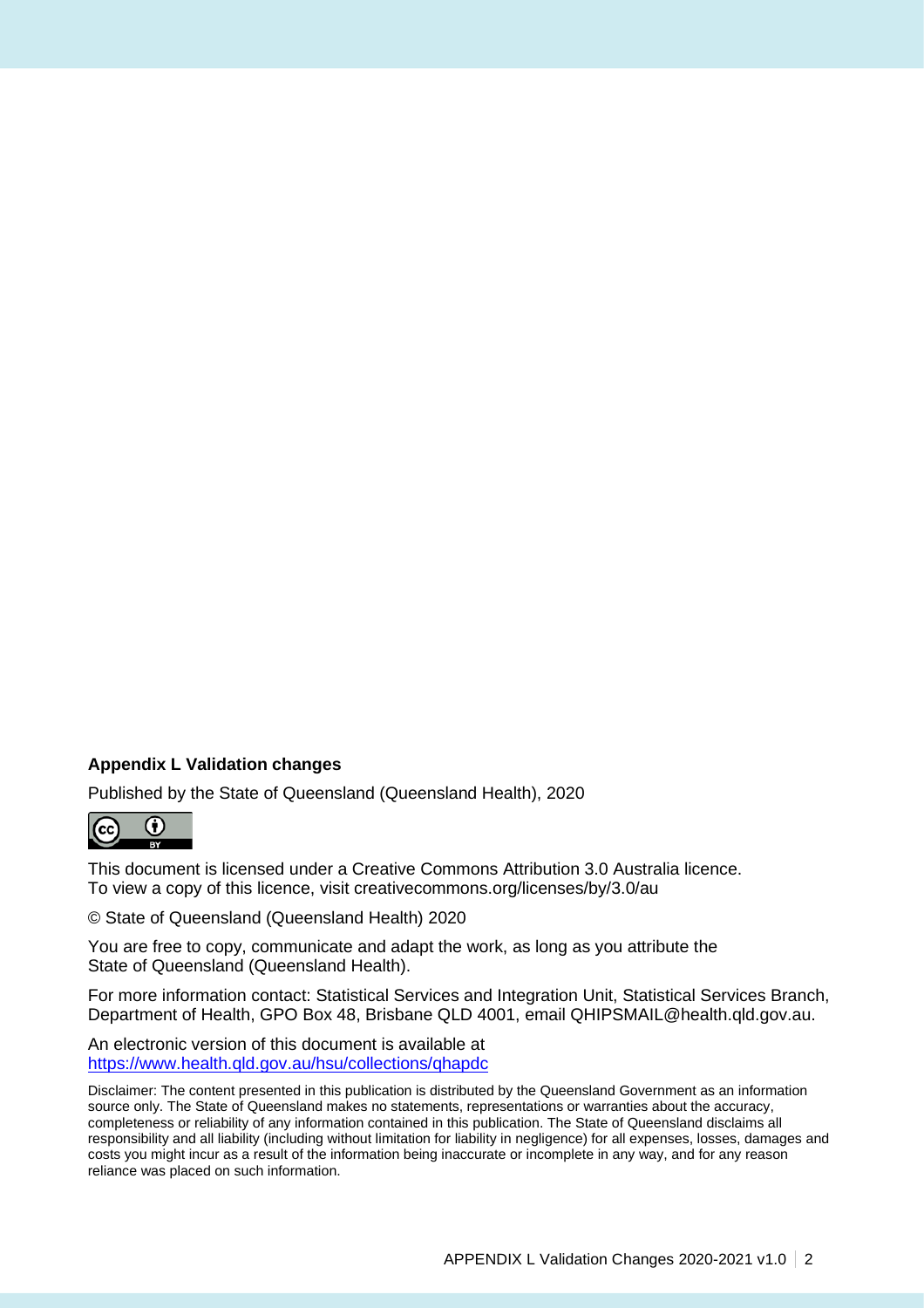**Appendix L Validation changes**

Published by the State of Queensland (Queensland Health), 2020

This document is licensed under a Creative Commons Attribution 3.0 Australia licence.
To view a copy of this licence, visit creativecommons.org/licenses/by/3.0/au

© State of Queensland (Queensland Health) 2020

You are free to copy, communicate and adapt the work, as long as you attribute the State of Queensland (Queensland Health).

For more information contact: Statistical Services and Integration Unit, Statistical Services Branch, Department of Health, GPO Box 48, Brisbane QLD 4001, email QHIPSMAIL@health.qld.gov.au.

An electronic version of this document is available at
https://www.health.qld.gov.au/hsu/collections/qhapdc

Disclaimer: The content presented in this publication is distributed by the Queensland Government as an information source only. The State of Queensland makes no statements, representations or warranties about the accuracy, completeness or reliability of any information contained in this publication. The State of Queensland disclaims all responsibility and all liability (including without limitation for liability in negligence) for all expenses, losses, damages and costs you might incur as a result of the information being inaccurate or incomplete in any way, and for any reason reliance was placed on such information.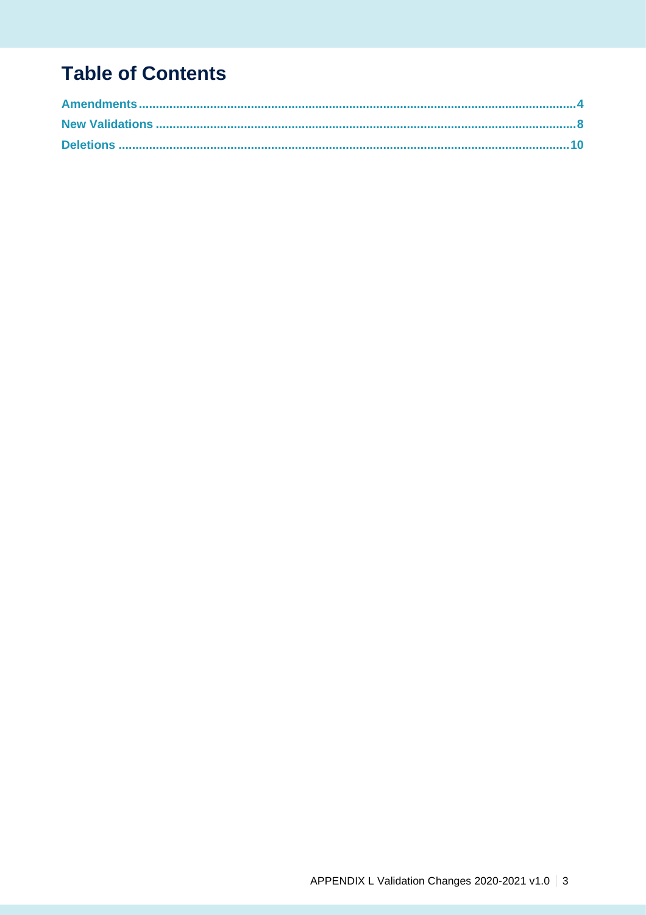# Table of Contents

Amendments....................................................................................................................4
New Validations ..............................................................................................................8
Deletions ......................................................................................................................10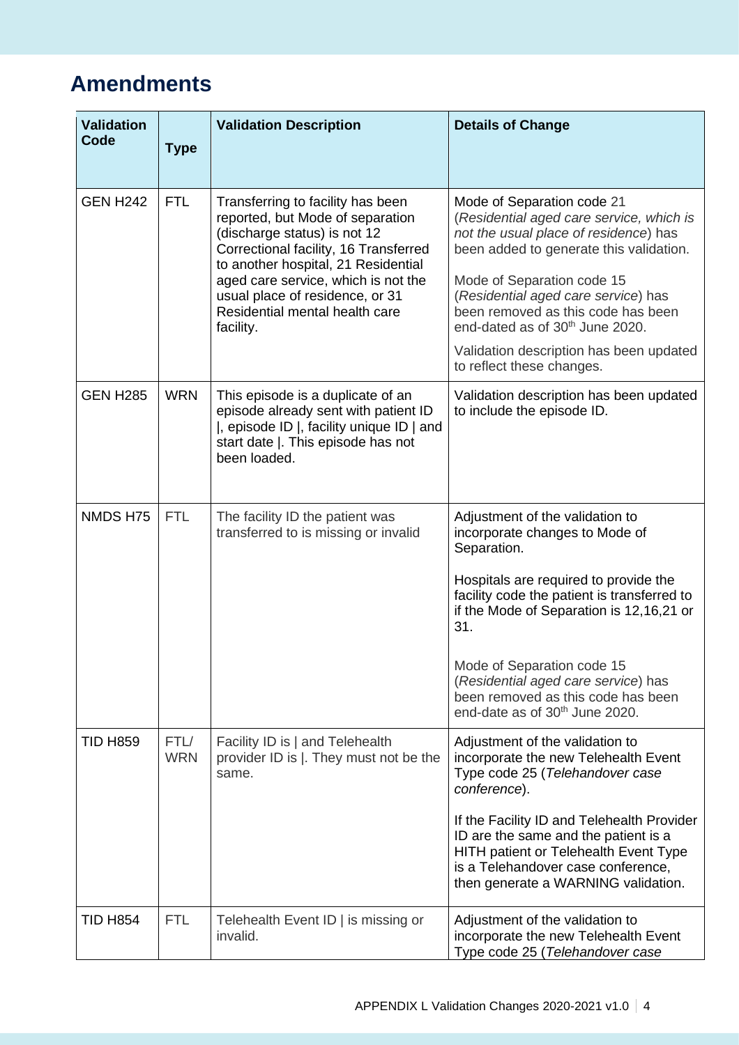## Amendments

| Validation Code | Type | Validation Description | Details of Change |
|---|---|---|---|
| GEN H242 | FTL | Transferring to facility has been reported, but Mode of separation (discharge status) is not 12 Correctional facility, 16 Transferred to another hospital, 21 Residential aged care service, which is not the usual place of residence, or 31 Residential mental health care facility. | Mode of Separation code 21 (*Residential aged care service, which is not the usual place of residence*) has been added to generate this validation.<br><br>Mode of Separation code 15 (*Residential aged care service*) has been removed as this code has been end-dated as of 30th June 2020.<br><br>Validation description has been updated to reflect these changes. |
| GEN H285 | WRN | This episode is a duplicate of an episode already sent with patient ID \|, episode ID \|, facility unique ID \| and start date \|. This episode has not been loaded. | Validation description has been updated to include the episode ID. |
| NMDS H75 | FTL | The facility ID the patient was transferred to is missing or invalid | Adjustment of the validation to incorporate changes to Mode of Separation.<br><br>Hospitals are required to provide the facility code the patient is transferred to if the Mode of Separation is 12,16,21 or 31.<br><br>Mode of Separation code 15 (*Residential aged care service*) has been removed as this code has been end-date as of 30th June 2020. |
| TID H859 | FTL/ WRN | Facility ID is \| and Telehealth provider ID is \|. They must not be the same. | Adjustment of the validation to incorporate the new Telehealth Event Type code 25 (*Telehandover case conference*).<br><br>If the Facility ID and Telehealth Provider ID are the same and the patient is a HITH patient or Telehealth Event Type is a Telehandover case conference, then generate a WARNING validation. |
| TID H854 | FTL | Telehealth Event ID \| is missing or invalid. | Adjustment of the validation to incorporate the new Telehealth Event Type code 25 (*Telehandover case* |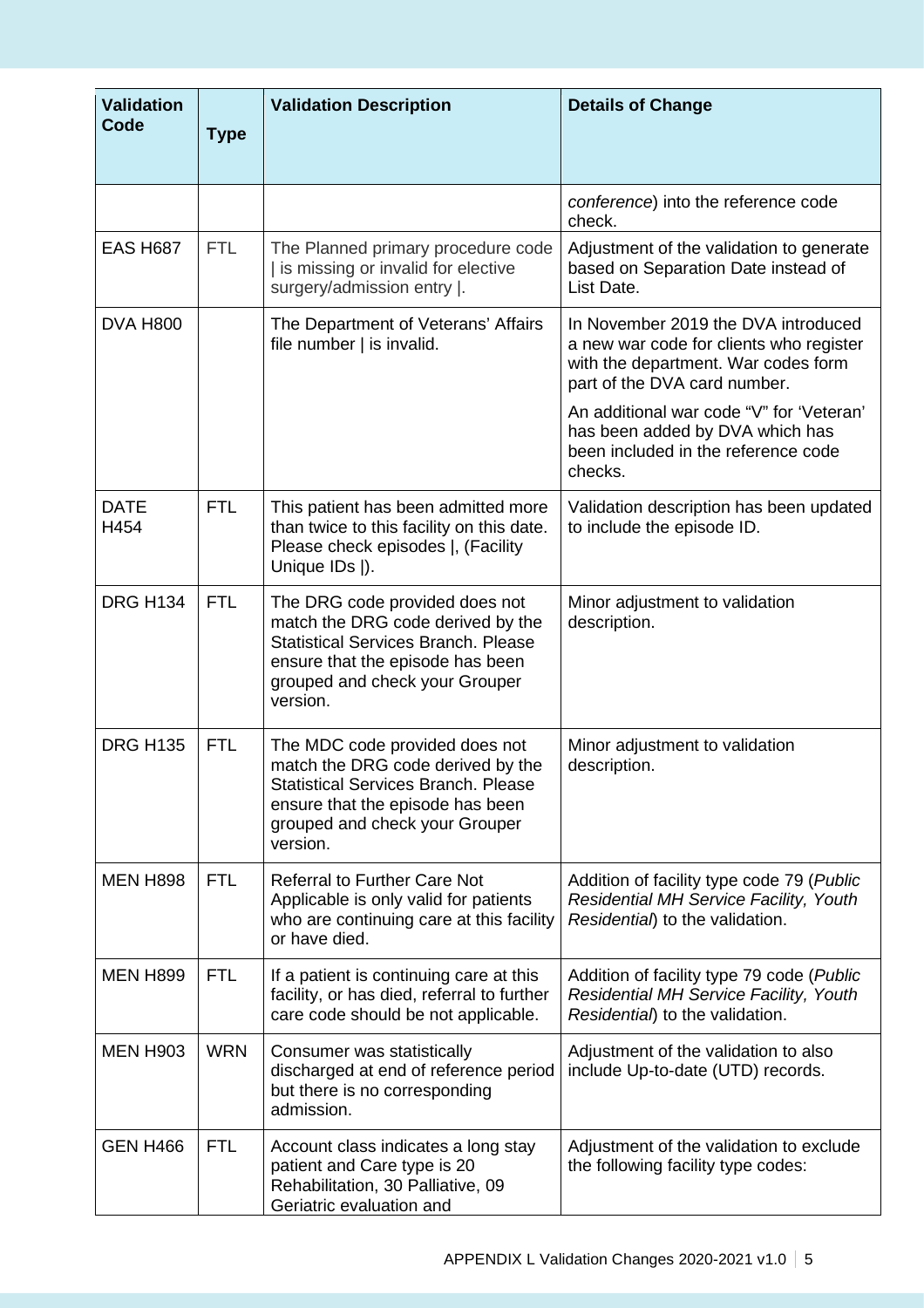| Validation Code | Type | Validation Description | Details of Change |
|---|---|---|---|
| | | | *conference*) into the reference code check. |
| EAS H687 | FTL | The Planned primary procedure code \| is missing or invalid for elective surgery/admission entry \|. | Adjustment of the validation to generate based on Separation Date instead of List Date. |
| DVA H800 | | The Department of Veterans' Affairs file number \| is invalid. | In November 2019 the DVA introduced a new war code for clients who register with the department. War codes form part of the DVA card number.<br><br>An additional war code "V" for 'Veteran' has been added by DVA which has been included in the reference code checks. |
| DATE H454 | FTL | This patient has been admitted more than twice to this facility on this date. Please check episodes \|, (Facility Unique IDs \|). | Validation description has been updated to include the episode ID. |
| DRG H134 | FTL | The DRG code provided does not match the DRG code derived by the Statistical Services Branch. Please ensure that the episode has been grouped and check your Grouper version. | Minor adjustment to validation description. |
| DRG H135 | FTL | The MDC code provided does not match the DRG code derived by the Statistical Services Branch. Please ensure that the episode has been grouped and check your Grouper version. | Minor adjustment to validation description. |
| MEN H898 | FTL | Referral to Further Care Not Applicable is only valid for patients who are continuing care at this facility or have died. | Addition of facility type code 79 (*Public Residential MH Service Facility, Youth Residential*) to the validation. |
| MEN H899 | FTL | If a patient is continuing care at this facility, or has died, referral to further care code should be not applicable. | Addition of facility type 79 code (*Public Residential MH Service Facility, Youth Residential*) to the validation. |
| MEN H903 | WRN | Consumer was statistically discharged at end of reference period but there is no corresponding admission. | Adjustment of the validation to also include Up-to-date (UTD) records. |
| GEN H466 | FTL | Account class indicates a long stay patient and Care type is 20 Rehabilitation, 30 Palliative, 09 Geriatric evaluation and | Adjustment of the validation to exclude the following facility type codes: |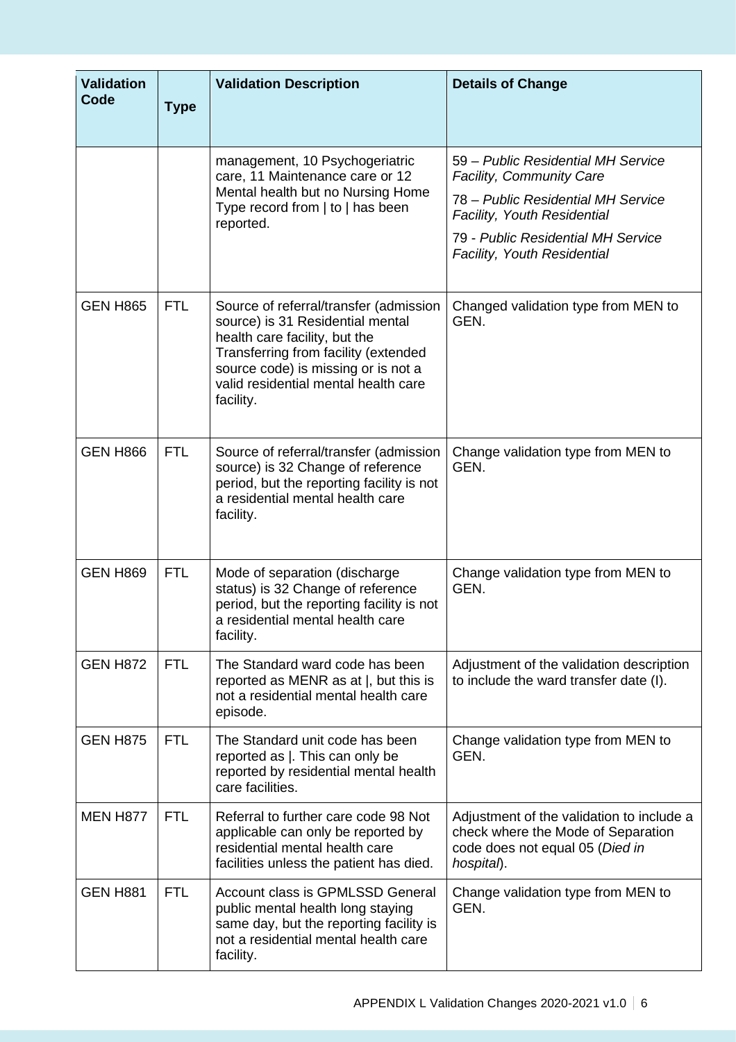| Validation Code | Type | Validation Description | Details of Change |
|---|---|---|---|
| | | management, 10 Psychogeriatric care, 11 Maintenance care or 12 Mental health but no Nursing Home Type record from \| to \| has been reported. | 59 – *Public Residential MH Service Facility, Community Care*<br>78 – *Public Residential MH Service Facility, Youth Residential*<br>79 - *Public Residential MH Service Facility, Youth Residential* |
| GEN H865 | FTL | Source of referral/transfer (admission source) is 31 Residential mental health care facility, but the Transferring from facility (extended source code) is missing or is not a valid residential mental health care facility. | Changed validation type from MEN to GEN. |
| GEN H866 | FTL | Source of referral/transfer (admission source) is 32 Change of reference period, but the reporting facility is not a residential mental health care facility. | Change validation type from MEN to GEN. |
| GEN H869 | FTL | Mode of separation (discharge status) is 32 Change of reference period, but the reporting facility is not a residential mental health care facility. | Change validation type from MEN to GEN. |
| GEN H872 | FTL | The Standard ward code has been reported as MENR as at \|, but this is not a residential mental health care episode. | Adjustment of the validation description to include the ward transfer date (I). |
| GEN H875 | FTL | The Standard unit code has been reported as \|. This can only be reported by residential mental health care facilities. | Change validation type from MEN to GEN. |
| MEN H877 | FTL | Referral to further care code 98 Not applicable can only be reported by residential mental health care facilities unless the patient has died. | Adjustment of the validation to include a check where the Mode of Separation code does not equal 05 (*Died in hospital*). |
| GEN H881 | FTL | Account class is GPMLSSD General public mental health long staying same day, but the reporting facility is not a residential mental health care facility. | Change validation type from MEN to GEN. |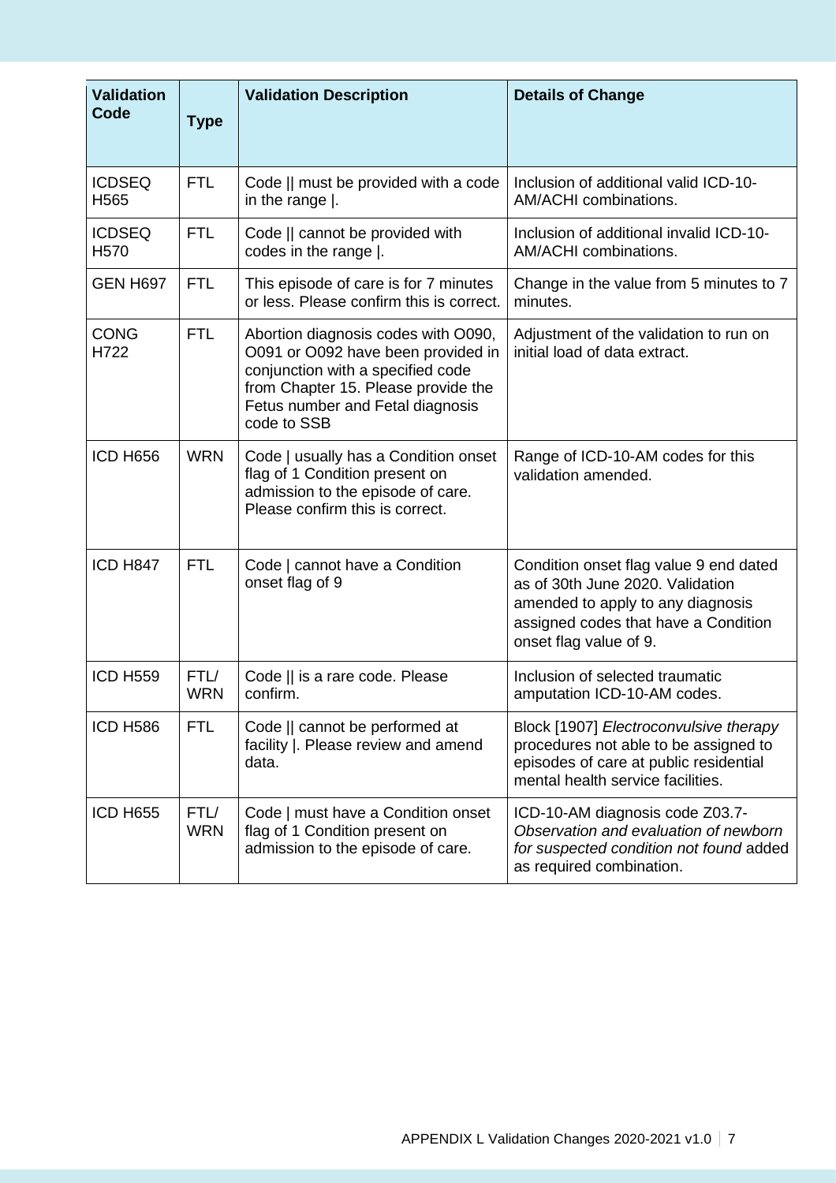| Validation Code | Type | Validation Description | Details of Change |
|---|---|---|---|
| ICDSEQ H565 | FTL | Code \|\| must be provided with a code in the range \|. | Inclusion of additional valid ICD-10-AM/ACHI combinations. |
| ICDSEQ H570 | FTL | Code \|\| cannot be provided with codes in the range \|. | Inclusion of additional invalid ICD-10-AM/ACHI combinations. |
| GEN H697 | FTL | This episode of care is for 7 minutes or less. Please confirm this is correct. | Change in the value from 5 minutes to 7 minutes. |
| CONG H722 | FTL | Abortion diagnosis codes with O090, O091 or O092 have been provided in conjunction with a specified code from Chapter 15. Please provide the Fetus number and Fetal diagnosis code to SSB | Adjustment of the validation to run on initial load of data extract. |
| ICD H656 | WRN | Code \| usually has a Condition onset flag of 1 Condition present on admission to the episode of care. Please confirm this is correct. | Range of ICD-10-AM codes for this validation amended. |
| ICD H847 | FTL | Code \| cannot have a Condition onset flag of 9 | Condition onset flag value 9 end dated as of 30th June 2020. Validation amended to apply to any diagnosis assigned codes that have a Condition onset flag value of 9. |
| ICD H559 | FTL/ WRN | Code \|\| is a rare code. Please confirm. | Inclusion of selected traumatic amputation ICD-10-AM codes. |
| ICD H586 | FTL | Code \|\| cannot be performed at facility \|. Please review and amend data. | Block [1907] *Electroconvulsive therapy* procedures not able to be assigned to episodes of care at public residential mental health service facilities. |
| ICD H655 | FTL/ WRN | Code \| must have a Condition onset flag of 1 Condition present on admission to the episode of care. | ICD-10-AM diagnosis code Z03.7- *Observation and evaluation of newborn for suspected condition not found* added as required combination. |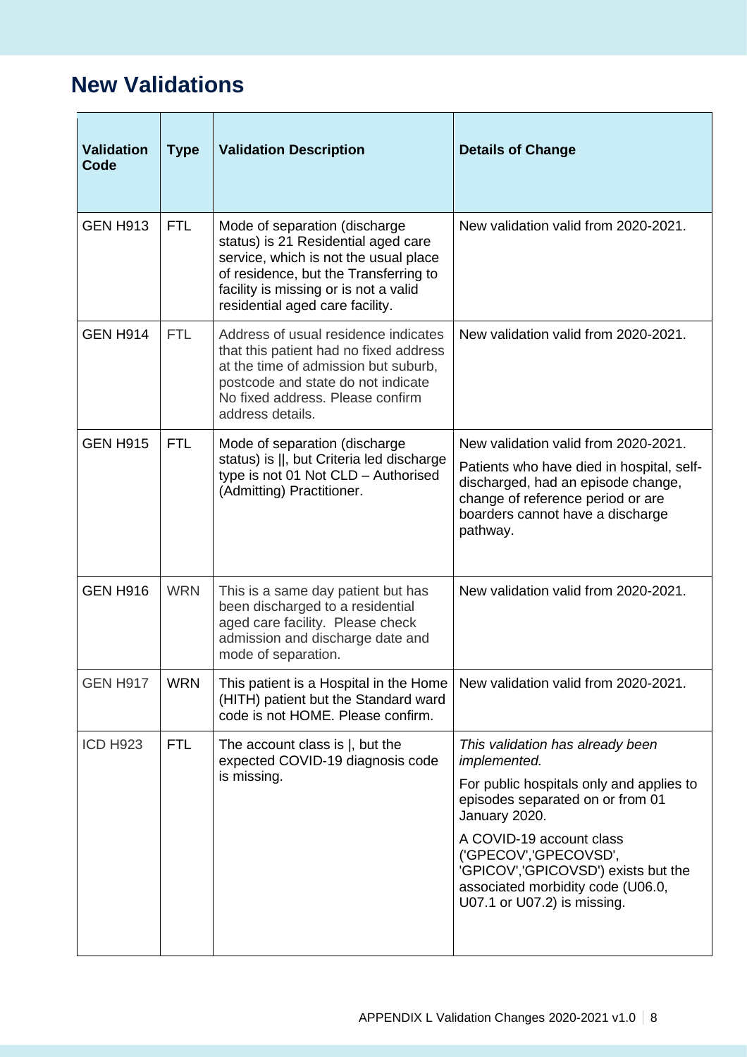# New Validations

| Validation Code | Type | Validation Description | Details of Change |
|---|---|---|---|
| GEN H913 | FTL | Mode of separation (discharge status) is 21 Residential aged care service, which is not the usual place of residence, but the Transferring to facility is missing or is not a valid residential aged care facility. | New validation valid from 2020-2021. |
| GEN H914 | FTL | Address of usual residence indicates that this patient had no fixed address at the time of admission but suburb, postcode and state do not indicate No fixed address. Please confirm address details. | New validation valid from 2020-2021. |
| GEN H915 | FTL | Mode of separation (discharge status) is \|\|, but Criteria led discharge type is not 01 Not CLD – Authorised (Admitting) Practitioner. | New validation valid from 2020-2021.<br><br>Patients who have died in hospital, self-discharged, had an episode change, change of reference period or are boarders cannot have a discharge pathway. |
| GEN H916 | WRN | This is a same day patient but has been discharged to a residential aged care facility. Please check admission and discharge date and mode of separation. | New validation valid from 2020-2021. |
| GEN H917 | WRN | This patient is a Hospital in the Home (HITH) patient but the Standard ward code is not HOME. Please confirm. | New validation valid from 2020-2021. |
| ICD H923 | FTL | The account class is \|, but the expected COVID-19 diagnosis code is missing. | *This validation has already been implemented.*<br><br>For public hospitals only and applies to episodes separated on or from 01 January 2020.<br><br>A COVID-19 account class ('GPECOV','GPECOVSD', 'GPICOV','GPICOVSD') exists but the associated morbidity code (U06.0, U07.1 or U07.2) is missing. |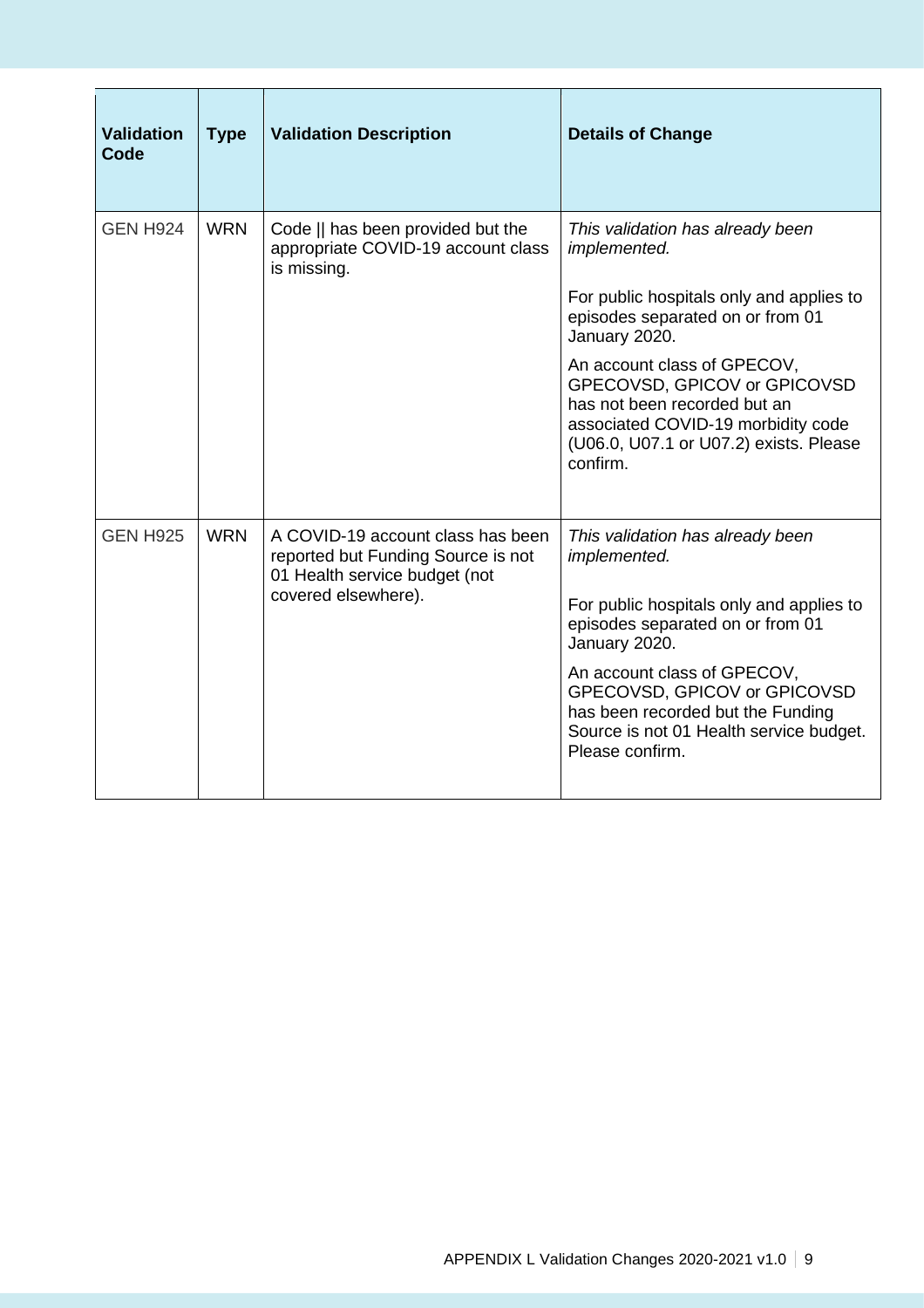| Validation Code | Type | Validation Description | Details of Change |
|---|---|---|---|
| GEN H924 | WRN | Code \|\| has been provided but the appropriate COVID-19 account class is missing. | *This validation has already been implemented.*<br><br>For public hospitals only and applies to episodes separated on or from 01 January 2020.<br><br>An account class of GPECOV, GPECOVSD, GPICOV or GPICOVSD has not been recorded but an associated COVID-19 morbidity code (U06.0, U07.1 or U07.2) exists. Please confirm. |
| GEN H925 | WRN | A COVID-19 account class has been reported but Funding Source is not 01 Health service budget (not covered elsewhere). | *This validation has already been implemented.*<br><br>For public hospitals only and applies to episodes separated on or from 01 January 2020.<br><br>An account class of GPECOV, GPECOVSD, GPICOV or GPICOVSD has been recorded but the Funding Source is not 01 Health service budget. Please confirm. |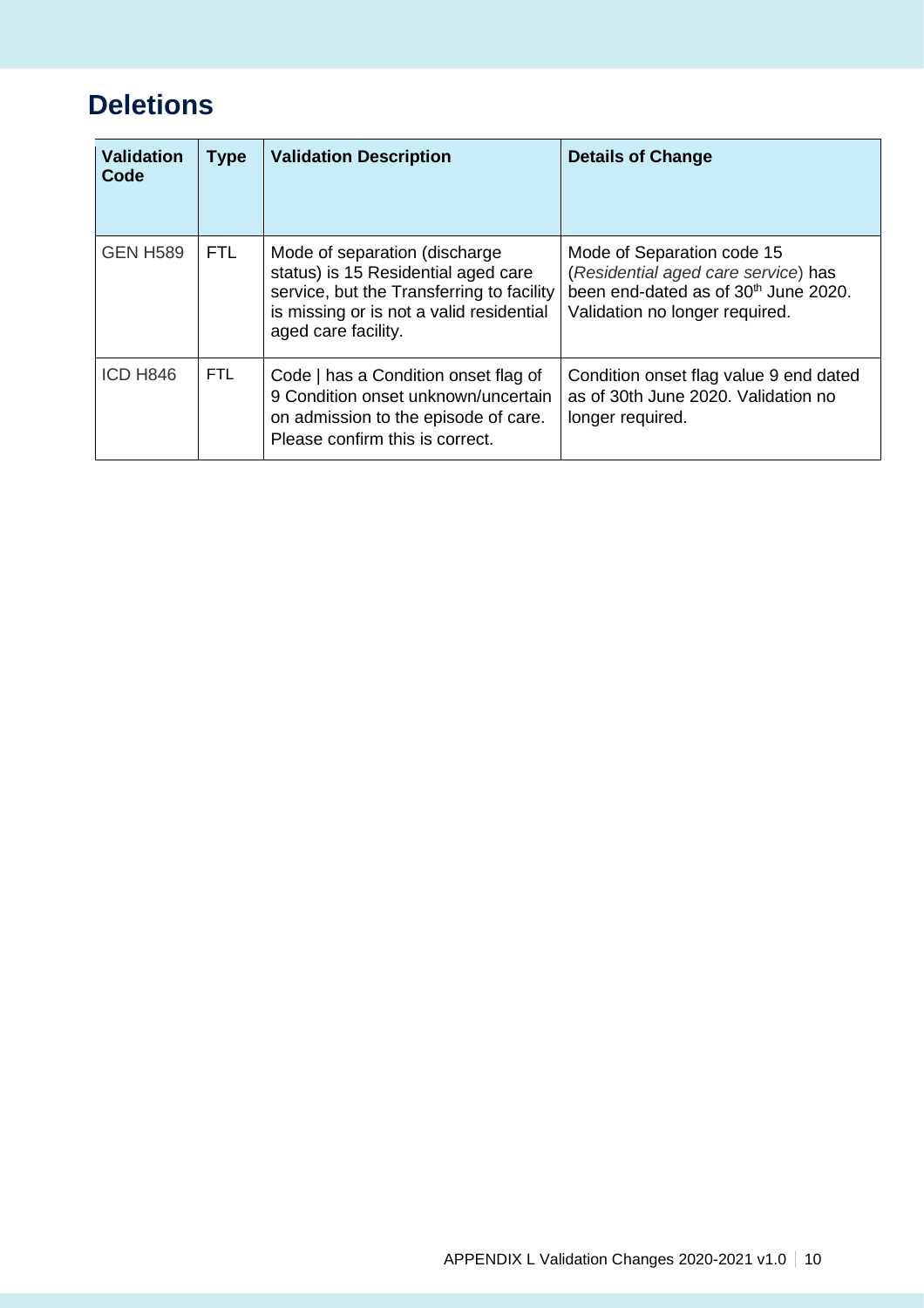## Deletions

| Validation Code | Type | Validation Description | Details of Change |
|---|---|---|---|
| GEN H589 | FTL | Mode of separation (discharge status) is 15 Residential aged care service, but the Transferring to facility is missing or is not a valid residential aged care facility. | Mode of Separation code 15 (*Residential aged care service*) has been end-dated as of 30th June 2020. Validation no longer required. |
| ICD H846 | FTL | Code \| has a Condition onset flag of 9 Condition onset unknown/uncertain on admission to the episode of care. Please confirm this is correct. | Condition onset flag value 9 end dated as of 30th June 2020. Validation no longer required. |